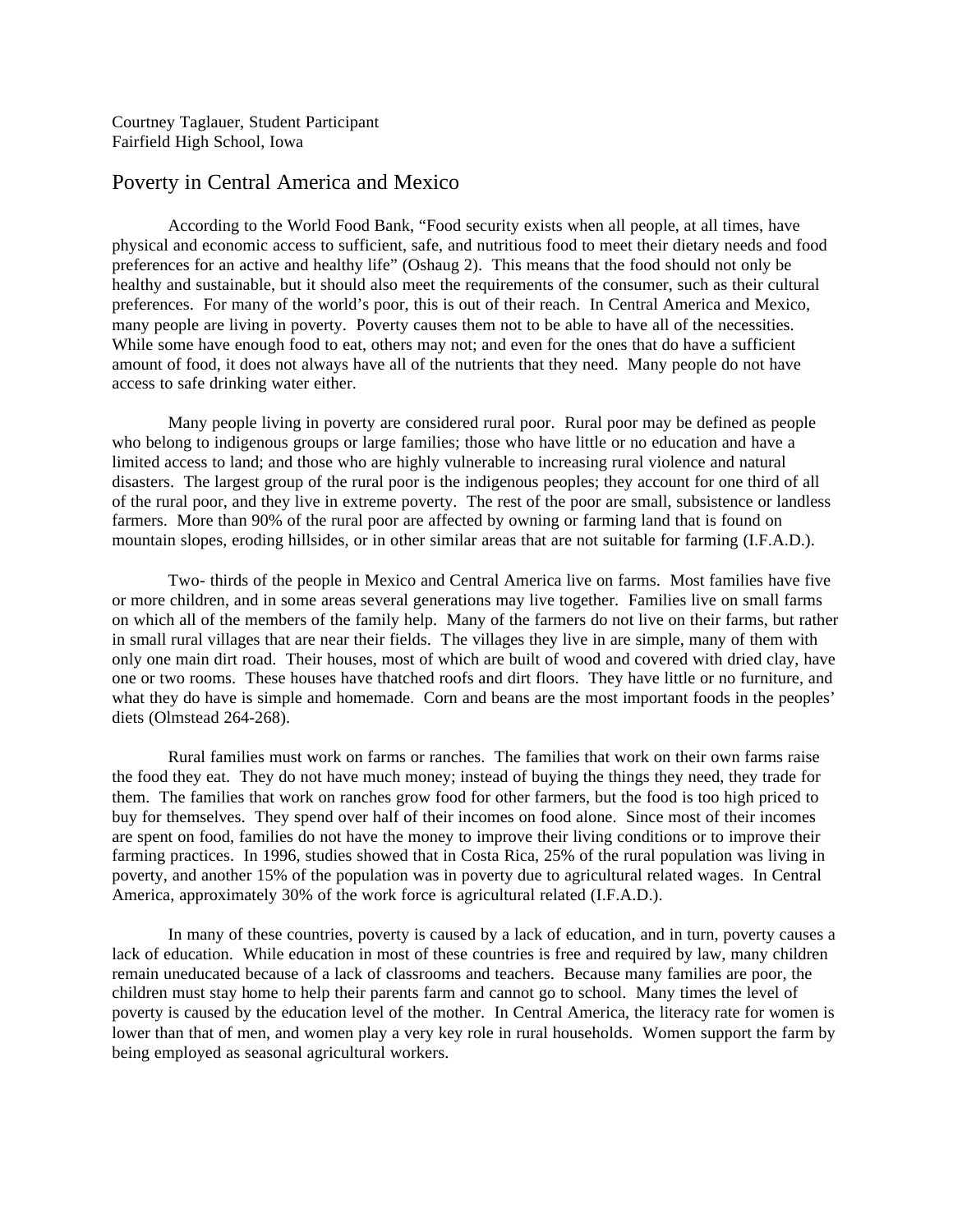Courtney Taglauer, Student Participant
Fairfield High School, Iowa

# Poverty in Central America and Mexico

According to the World Food Bank, "Food security exists when all people, at all times, have physical and economic access to sufficient, safe, and nutritious food to meet their dietary needs and food preferences for an active and healthy life" (Oshaug 2). This means that the food should not only be healthy and sustainable, but it should also meet the requirements of the consumer, such as their cultural preferences. For many of the world's poor, this is out of their reach. In Central America and Mexico, many people are living in poverty. Poverty causes them not to be able to have all of the necessities. While some have enough food to eat, others may not; and even for the ones that do have a sufficient amount of food, it does not always have all of the nutrients that they need. Many people do not have access to safe drinking water either.

Many people living in poverty are considered rural poor. Rural poor may be defined as people who belong to indigenous groups or large families; those who have little or no education and have a limited access to land; and those who are highly vulnerable to increasing rural violence and natural disasters. The largest group of the rural poor is the indigenous peoples; they account for one third of all of the rural poor, and they live in extreme poverty. The rest of the poor are small, subsistence or landless farmers. More than 90% of the rural poor are affected by owning or farming land that is found on mountain slopes, eroding hillsides, or in other similar areas that are not suitable for farming (I.F.A.D.).

Two- thirds of the people in Mexico and Central America live on farms. Most families have five or more children, and in some areas several generations may live together. Families live on small farms on which all of the members of the family help. Many of the farmers do not live on their farms, but rather in small rural villages that are near their fields. The villages they live in are simple, many of them with only one main dirt road. Their houses, most of which are built of wood and covered with dried clay, have one or two rooms. These houses have thatched roofs and dirt floors. They have little or no furniture, and what they do have is simple and homemade. Corn and beans are the most important foods in the peoples' diets (Olmstead 264-268).

Rural families must work on farms or ranches. The families that work on their own farms raise the food they eat. They do not have much money; instead of buying the things they need, they trade for them. The families that work on ranches grow food for other farmers, but the food is too high priced to buy for themselves. They spend over half of their incomes on food alone. Since most of their incomes are spent on food, families do not have the money to improve their living conditions or to improve their farming practices. In 1996, studies showed that in Costa Rica, 25% of the rural population was living in poverty, and another 15% of the population was in poverty due to agricultural related wages. In Central America, approximately 30% of the work force is agricultural related (I.F.A.D.).

In many of these countries, poverty is caused by a lack of education, and in turn, poverty causes a lack of education. While education in most of these countries is free and required by law, many children remain uneducated because of a lack of classrooms and teachers. Because many families are poor, the children must stay home to help their parents farm and cannot go to school. Many times the level of poverty is caused by the education level of the mother. In Central America, the literacy rate for women is lower than that of men, and women play a very key role in rural households. Women support the farm by being employed as seasonal agricultural workers.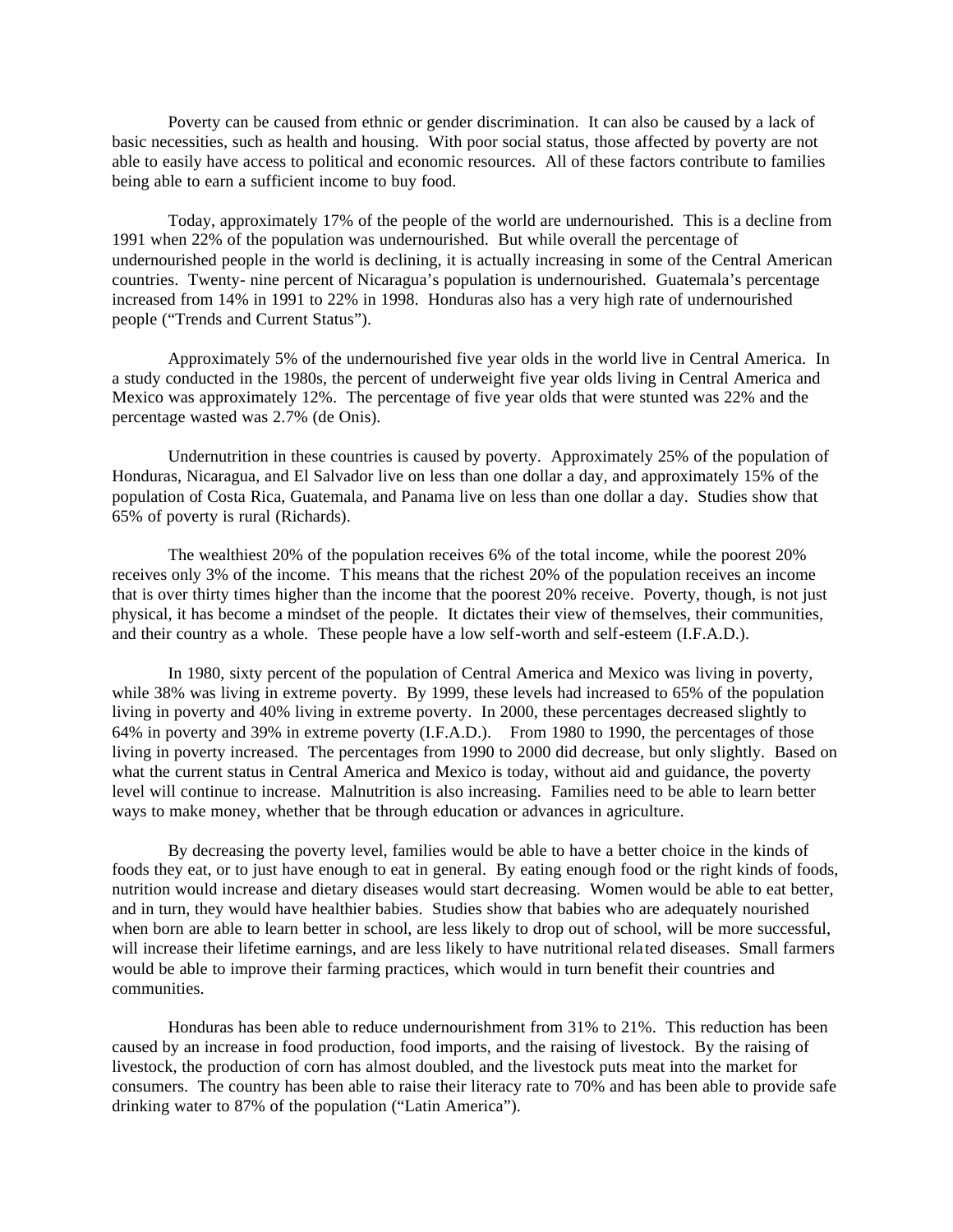Poverty can be caused from ethnic or gender discrimination. It can also be caused by a lack of basic necessities, such as health and housing. With poor social status, those affected by poverty are not able to easily have access to political and economic resources. All of these factors contribute to families being able to earn a sufficient income to buy food.

Today, approximately 17% of the people of the world are undernourished. This is a decline from 1991 when 22% of the population was undernourished. But while overall the percentage of undernourished people in the world is declining, it is actually increasing in some of the Central American countries. Twenty- nine percent of Nicaragua's population is undernourished. Guatemala's percentage increased from 14% in 1991 to 22% in 1998. Honduras also has a very high rate of undernourished people ("Trends and Current Status").

Approximately 5% of the undernourished five year olds in the world live in Central America. In a study conducted in the 1980s, the percent of underweight five year olds living in Central America and Mexico was approximately 12%. The percentage of five year olds that were stunted was 22% and the percentage wasted was 2.7% (de Onis).

Undernutrition in these countries is caused by poverty. Approximately 25% of the population of Honduras, Nicaragua, and El Salvador live on less than one dollar a day, and approximately 15% of the population of Costa Rica, Guatemala, and Panama live on less than one dollar a day. Studies show that 65% of poverty is rural (Richards).

The wealthiest 20% of the population receives 6% of the total income, while the poorest 20% receives only 3% of the income. This means that the richest 20% of the population receives an income that is over thirty times higher than the income that the poorest 20% receive. Poverty, though, is not just physical, it has become a mindset of the people. It dictates their view of themselves, their communities, and their country as a whole. These people have a low self-worth and self-esteem (I.F.A.D.).

In 1980, sixty percent of the population of Central America and Mexico was living in poverty, while 38% was living in extreme poverty. By 1999, these levels had increased to 65% of the population living in poverty and 40% living in extreme poverty. In 2000, these percentages decreased slightly to 64% in poverty and 39% in extreme poverty (I.F.A.D.). From 1980 to 1990, the percentages of those living in poverty increased. The percentages from 1990 to 2000 did decrease, but only slightly. Based on what the current status in Central America and Mexico is today, without aid and guidance, the poverty level will continue to increase. Malnutrition is also increasing. Families need to be able to learn better ways to make money, whether that be through education or advances in agriculture.

By decreasing the poverty level, families would be able to have a better choice in the kinds of foods they eat, or to just have enough to eat in general. By eating enough food or the right kinds of foods, nutrition would increase and dietary diseases would start decreasing. Women would be able to eat better, and in turn, they would have healthier babies. Studies show that babies who are adequately nourished when born are able to learn better in school, are less likely to drop out of school, will be more successful, will increase their lifetime earnings, and are less likely to have nutritional related diseases. Small farmers would be able to improve their farming practices, which would in turn benefit their countries and communities.

Honduras has been able to reduce undernourishment from 31% to 21%. This reduction has been caused by an increase in food production, food imports, and the raising of livestock. By the raising of livestock, the production of corn has almost doubled, and the livestock puts meat into the market for consumers. The country has been able to raise their literacy rate to 70% and has been able to provide safe drinking water to 87% of the population ("Latin America").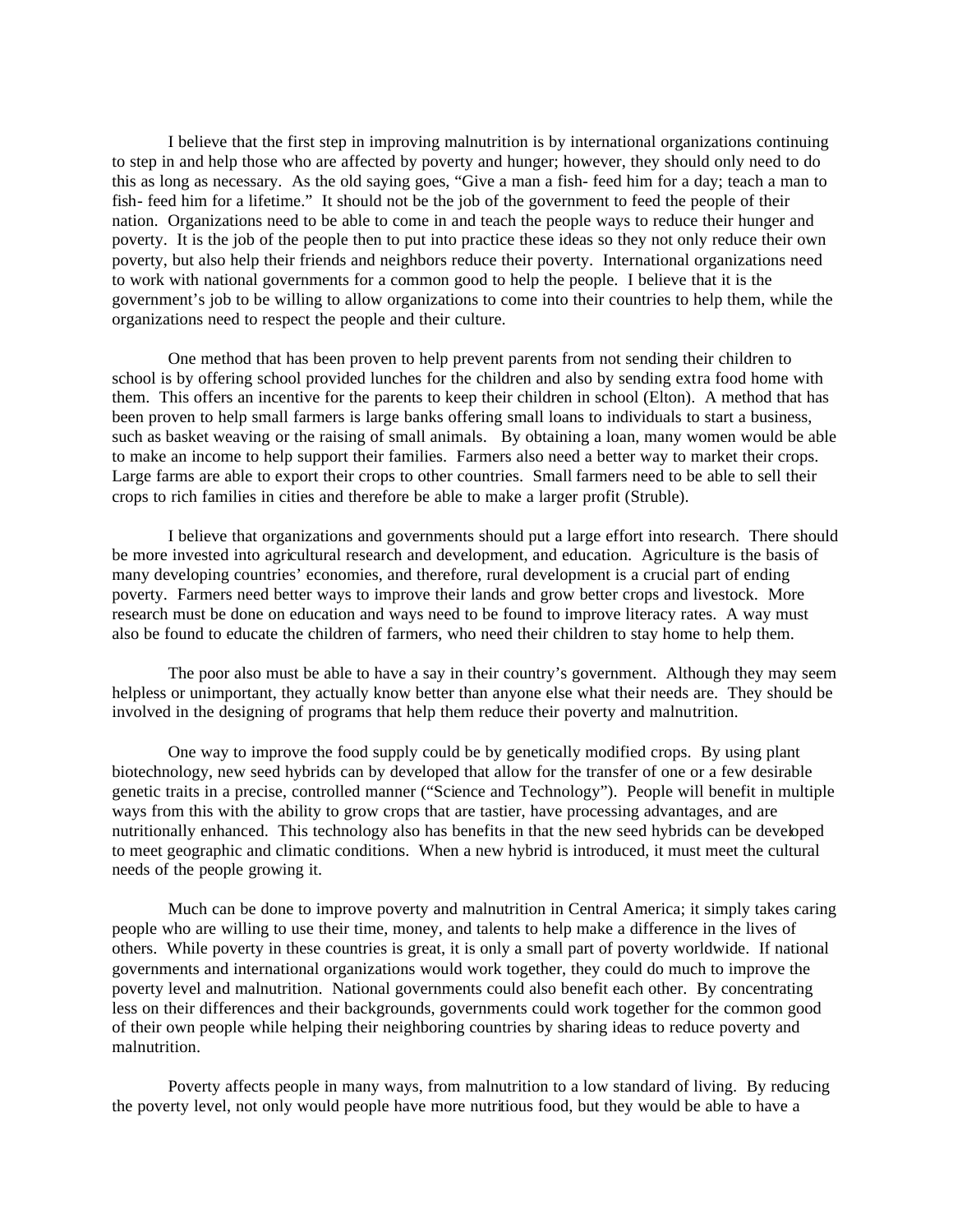I believe that the first step in improving malnutrition is by international organizations continuing to step in and help those who are affected by poverty and hunger; however, they should only need to do this as long as necessary. As the old saying goes, "Give a man a fish- feed him for a day; teach a man to fish- feed him for a lifetime." It should not be the job of the government to feed the people of their nation. Organizations need to be able to come in and teach the people ways to reduce their hunger and poverty. It is the job of the people then to put into practice these ideas so they not only reduce their own poverty, but also help their friends and neighbors reduce their poverty. International organizations need to work with national governments for a common good to help the people. I believe that it is the government's job to be willing to allow organizations to come into their countries to help them, while the organizations need to respect the people and their culture.

One method that has been proven to help prevent parents from not sending their children to school is by offering school provided lunches for the children and also by sending extra food home with them. This offers an incentive for the parents to keep their children in school (Elton). A method that has been proven to help small farmers is large banks offering small loans to individuals to start a business, such as basket weaving or the raising of small animals. By obtaining a loan, many women would be able to make an income to help support their families. Farmers also need a better way to market their crops. Large farms are able to export their crops to other countries. Small farmers need to be able to sell their crops to rich families in cities and therefore be able to make a larger profit (Struble).

I believe that organizations and governments should put a large effort into research. There should be more invested into agricultural research and development, and education. Agriculture is the basis of many developing countries' economies, and therefore, rural development is a crucial part of ending poverty. Farmers need better ways to improve their lands and grow better crops and livestock. More research must be done on education and ways need to be found to improve literacy rates. A way must also be found to educate the children of farmers, who need their children to stay home to help them.

The poor also must be able to have a say in their country's government. Although they may seem helpless or unimportant, they actually know better than anyone else what their needs are. They should be involved in the designing of programs that help them reduce their poverty and malnutrition.

One way to improve the food supply could be by genetically modified crops. By using plant biotechnology, new seed hybrids can by developed that allow for the transfer of one or a few desirable genetic traits in a precise, controlled manner ("Science and Technology"). People will benefit in multiple ways from this with the ability to grow crops that are tastier, have processing advantages, and are nutritionally enhanced. This technology also has benefits in that the new seed hybrids can be developed to meet geographic and climatic conditions. When a new hybrid is introduced, it must meet the cultural needs of the people growing it.

Much can be done to improve poverty and malnutrition in Central America; it simply takes caring people who are willing to use their time, money, and talents to help make a difference in the lives of others. While poverty in these countries is great, it is only a small part of poverty worldwide. If national governments and international organizations would work together, they could do much to improve the poverty level and malnutrition. National governments could also benefit each other. By concentrating less on their differences and their backgrounds, governments could work together for the common good of their own people while helping their neighboring countries by sharing ideas to reduce poverty and malnutrition.

Poverty affects people in many ways, from malnutrition to a low standard of living. By reducing the poverty level, not only would people have more nutritious food, but they would be able to have a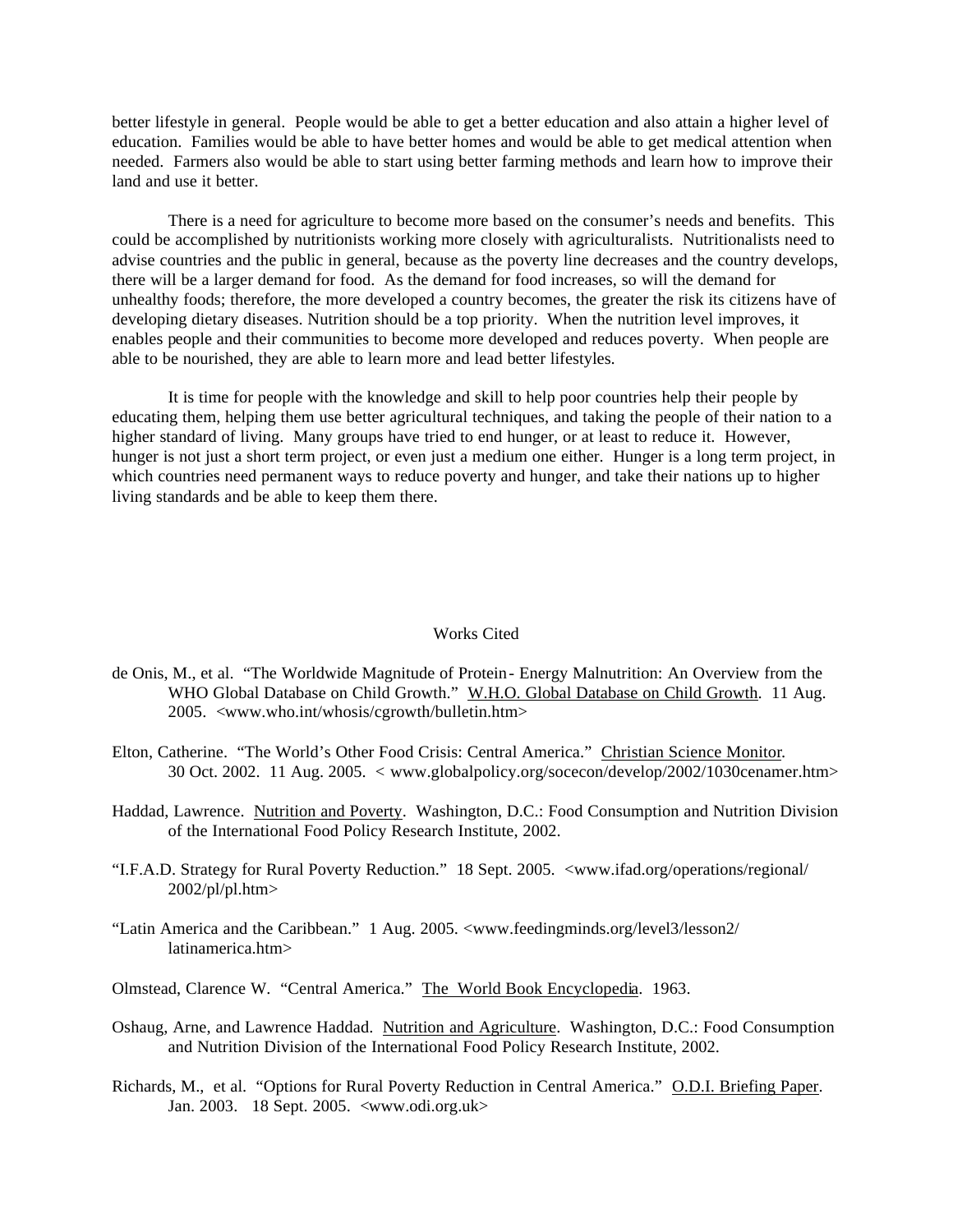better lifestyle in general. People would be able to get a better education and also attain a higher level of education. Families would be able to have better homes and would be able to get medical attention when needed. Farmers also would be able to start using better farming methods and learn how to improve their land and use it better.

There is a need for agriculture to become more based on the consumer's needs and benefits. This could be accomplished by nutritionists working more closely with agriculturalists. Nutritionalists need to advise countries and the public in general, because as the poverty line decreases and the country develops, there will be a larger demand for food. As the demand for food increases, so will the demand for unhealthy foods; therefore, the more developed a country becomes, the greater the risk its citizens have of developing dietary diseases. Nutrition should be a top priority. When the nutrition level improves, it enables people and their communities to become more developed and reduces poverty. When people are able to be nourished, they are able to learn more and lead better lifestyles.

It is time for people with the knowledge and skill to help poor countries help their people by educating them, helping them use better agricultural techniques, and taking the people of their nation to a higher standard of living. Many groups have tried to end hunger, or at least to reduce it. However, hunger is not just a short term project, or even just a medium one either. Hunger is a long term project, in which countries need permanent ways to reduce poverty and hunger, and take their nations up to higher living standards and be able to keep them there.

## Works Cited

de Onis, M., et al. "The Worldwide Magnitude of Protein- Energy Malnutrition: An Overview from the WHO Global Database on Child Growth." W.H.O. Global Database on Child Growth. 11 Aug. 2005. <www.who.int/whosis/cgrowth/bulletin.htm>

Elton, Catherine. "The World's Other Food Crisis: Central America." Christian Science Monitor. 30 Oct. 2002. 11 Aug. 2005. < www.globalpolicy.org/socecon/develop/2002/1030cenamer.htm>

Haddad, Lawrence. Nutrition and Poverty. Washington, D.C.: Food Consumption and Nutrition Division of the International Food Policy Research Institute, 2002.

"I.F.A.D. Strategy for Rural Poverty Reduction." 18 Sept. 2005. <www.ifad.org/operations/regional/2002/pl/pl.htm>

"Latin America and the Caribbean." 1 Aug. 2005. <www.feedingminds.org/level3/lesson2/latinamerica.htm>

Olmstead, Clarence W. "Central America." The World Book Encyclopedia. 1963.

Oshaug, Arne, and Lawrence Haddad. Nutrition and Agriculture. Washington, D.C.: Food Consumption and Nutrition Division of the International Food Policy Research Institute, 2002.

Richards, M., et al. "Options for Rural Poverty Reduction in Central America." O.D.I. Briefing Paper. Jan. 2003. 18 Sept. 2005. <www.odi.org.uk>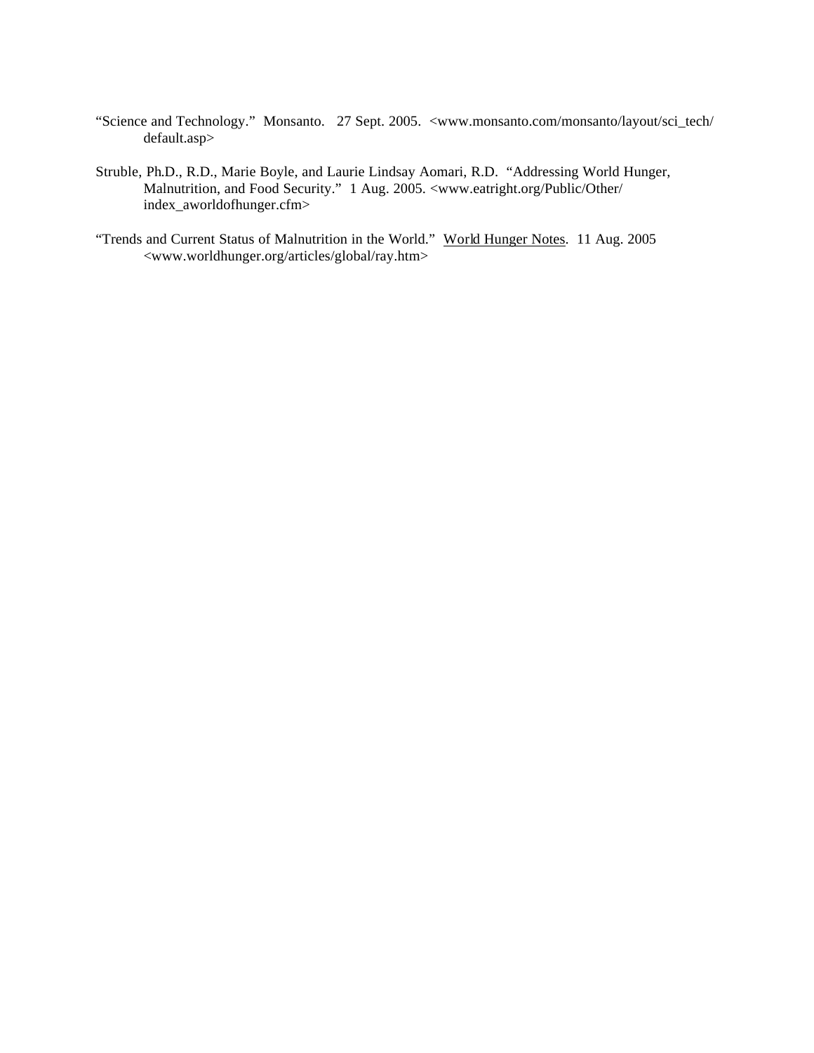"Science and Technology." Monsanto. 27 Sept. 2005. <www.monsanto.com/monsanto/layout/sci_tech/default.asp>

Struble, Ph.D., R.D., Marie Boyle, and Laurie Lindsay Aomari, R.D. "Addressing World Hunger, Malnutrition, and Food Security." 1 Aug. 2005. <www.eatright.org/Public/Other/index_aworldofhunger.cfm>

"Trends and Current Status of Malnutrition in the World." World Hunger Notes. 11 Aug. 2005 <www.worldhunger.org/articles/global/ray.htm>